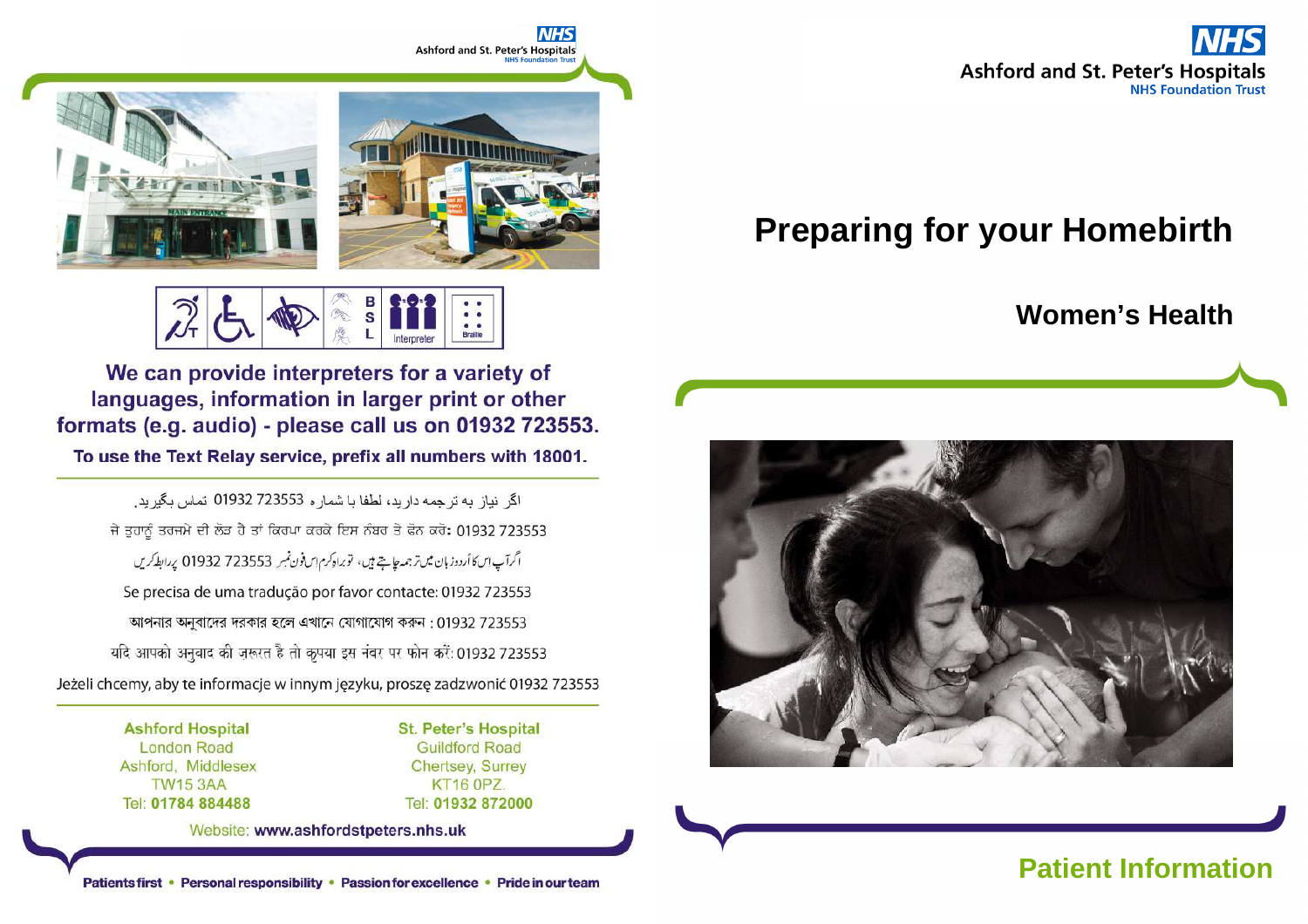Ashford and St. Peter's Hospitals
NHS Foundation Trust

# Preparing for your Homebirth

## Women's Health

**Patient Information**

---

We can provide interpreters for a variety of languages, information in larger print or other formats (e.g. audio) - please call us on 01932 723553.

**To use the Text Relay service, prefix all numbers with 18001.**

اگر نیاز به ترجمه دارید، لطفا با شماره 01932 723553 تماس بگیرید.

ਜੇ ਤੁਹਾਨੂੰ ਤਰਜਮੇ ਦੀ ਲੋੜ ਹੈ ਤਾਂ ਕਿਰਪਾ ਕਰਕੇ ਇਸ ਨੰਬਰ ਤੇ ਫੋਨ ਕਰੋ: 01932 723553

اگرآپ اس کا اُردو زبان میں ترجمہ چاہتے ہیں، تو براہ کرم اس فون نمبر 01932 723553 پر رابطہ کریں

Se precisa de uma tradução por favor contacte: 01932 723553

আপনার অনুবাদের দরকার হলে এখানে যোগাযোগ করুন : 01932 723553

यदि आपको अनुवाद की ज़रूरत है तो कृपया इस नंबर पर फोन करें: 01932 723553

Jeżeli chcemy, aby te informacje w innym języku, proszę zadzwonić 01932 723553

**Ashford Hospital**
London Road
Ashford, Middlesex
TW15 3AA
Tel: **01784 884488**

**St. Peter's Hospital**
Guildford Road
Chertsey, Surrey
KT16 0PZ.
Tel: **01932 872000**

Website: **www.ashfordstpeters.nhs.uk**

**Patients first • Personal responsibility • Passion for excellence • Pride in our team**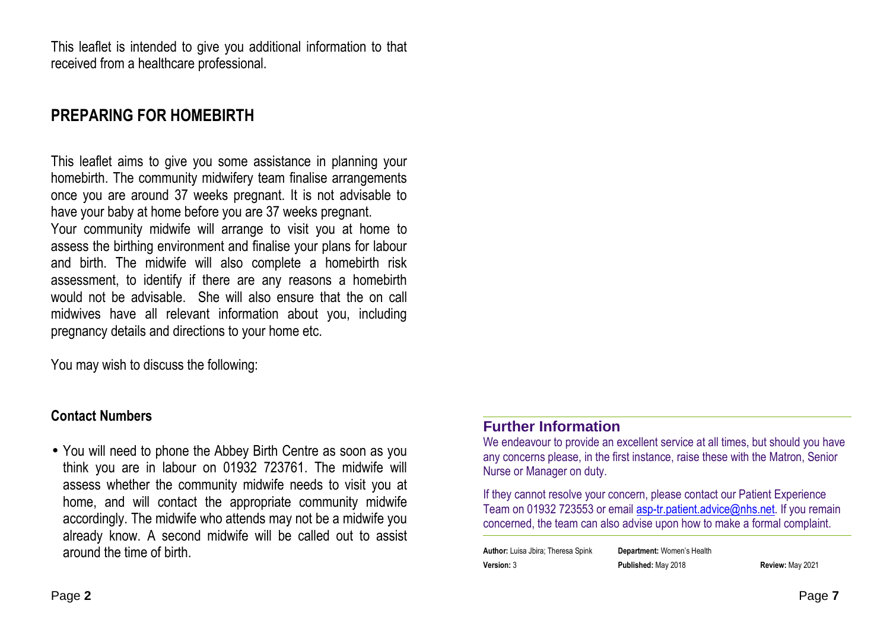This leaflet is intended to give you additional information to that received from a healthcare professional.

## PREPARING FOR HOMEBIRTH

This leaflet aims to give you some assistance in planning your homebirth. The community midwifery team finalise arrangements once you are around 37 weeks pregnant. It is not advisable to have your baby at home before you are 37 weeks pregnant.

Your community midwife will arrange to visit you at home to assess the birthing environment and finalise your plans for labour and birth. The midwife will also complete a homebirth risk assessment, to identify if there are any reasons a homebirth would not be advisable. She will also ensure that the on call midwives have all relevant information about you, including pregnancy details and directions to your home etc.

You may wish to discuss the following:

### Contact Numbers

- You will need to phone the Abbey Birth Centre as soon as you think you are in labour on 01932 723761. The midwife will assess whether the community midwife needs to visit you at home, and will contact the appropriate community midwife accordingly. The midwife who attends may not be a midwife you already know. A second midwife will be called out to assist around the time of birth.

## Further Information

We endeavour to provide an excellent service at all times, but should you have any concerns please, in the first instance, raise these with the Matron, Senior Nurse or Manager on duty.

If they cannot resolve your concern, please contact our Patient Experience Team on 01932 723553 or email asp-tr.patient.advice@nhs.net. If you remain concerned, the team can also advise upon how to make a formal complaint.

**Author:** Luisa Jbira; Theresa Spink **Department:** Women's Health
**Version:** 3 **Published:** May 2018 **Review:** May 2021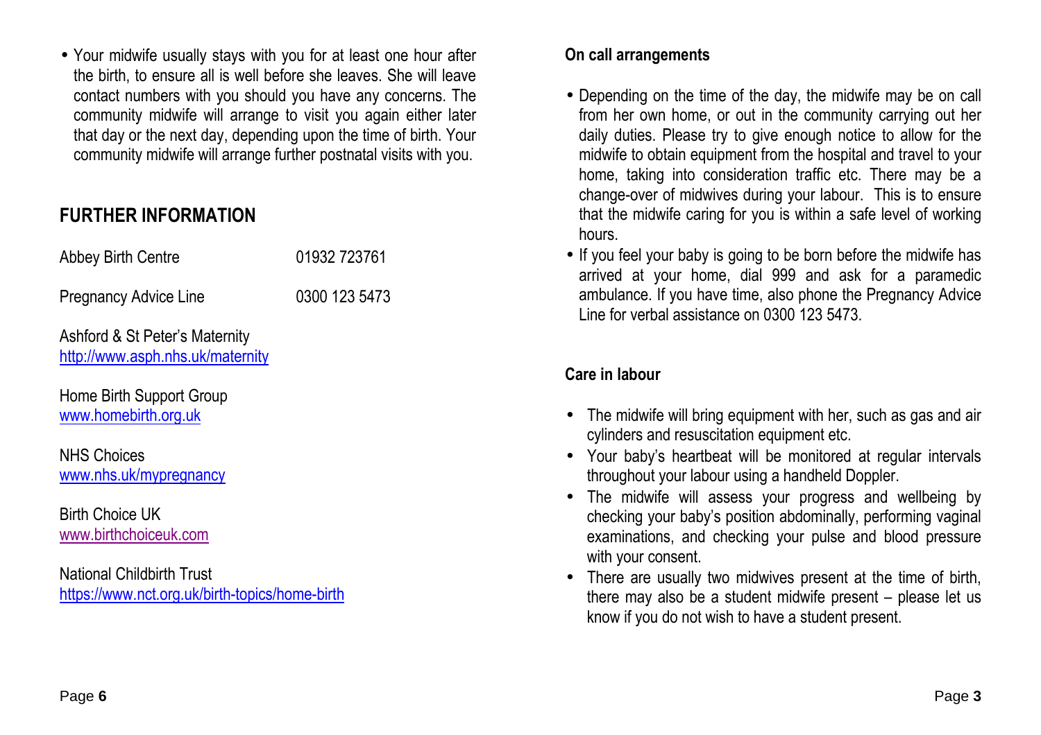- Your midwife usually stays with you for at least one hour after the birth, to ensure all is well before she leaves. She will leave contact numbers with you should you have any concerns. The community midwife will arrange to visit you again either later that day or the next day, depending upon the time of birth. Your community midwife will arrange further postnatal visits with you.

## FURTHER INFORMATION

Abbey Birth Centre 01932 723761

Pregnancy Advice Line 0300 123 5473

Ashford & St Peter's Maternity
http://www.asph.nhs.uk/maternity

Home Birth Support Group
www.homebirth.org.uk

NHS Choices
www.nhs.uk/mypregnancy

Birth Choice UK
www.birthchoiceuk.com

National Childbirth Trust
https://www.nct.org.uk/birth-topics/home-birth

### On call arrangements

- Depending on the time of the day, the midwife may be on call from her own home, or out in the community carrying out her daily duties. Please try to give enough notice to allow for the midwife to obtain equipment from the hospital and travel to your home, taking into consideration traffic etc. There may be a change-over of midwives during your labour. This is to ensure that the midwife caring for you is within a safe level of working hours.
- If you feel your baby is going to be born before the midwife has arrived at your home, dial 999 and ask for a paramedic ambulance. If you have time, also phone the Pregnancy Advice Line for verbal assistance on 0300 123 5473.

### Care in labour

- The midwife will bring equipment with her, such as gas and air cylinders and resuscitation equipment etc.
- Your baby's heartbeat will be monitored at regular intervals throughout your labour using a handheld Doppler.
- The midwife will assess your progress and wellbeing by checking your baby's position abdominally, performing vaginal examinations, and checking your pulse and blood pressure with your consent.
- There are usually two midwives present at the time of birth, there may also be a student midwife present – please let us know if you do not wish to have a student present.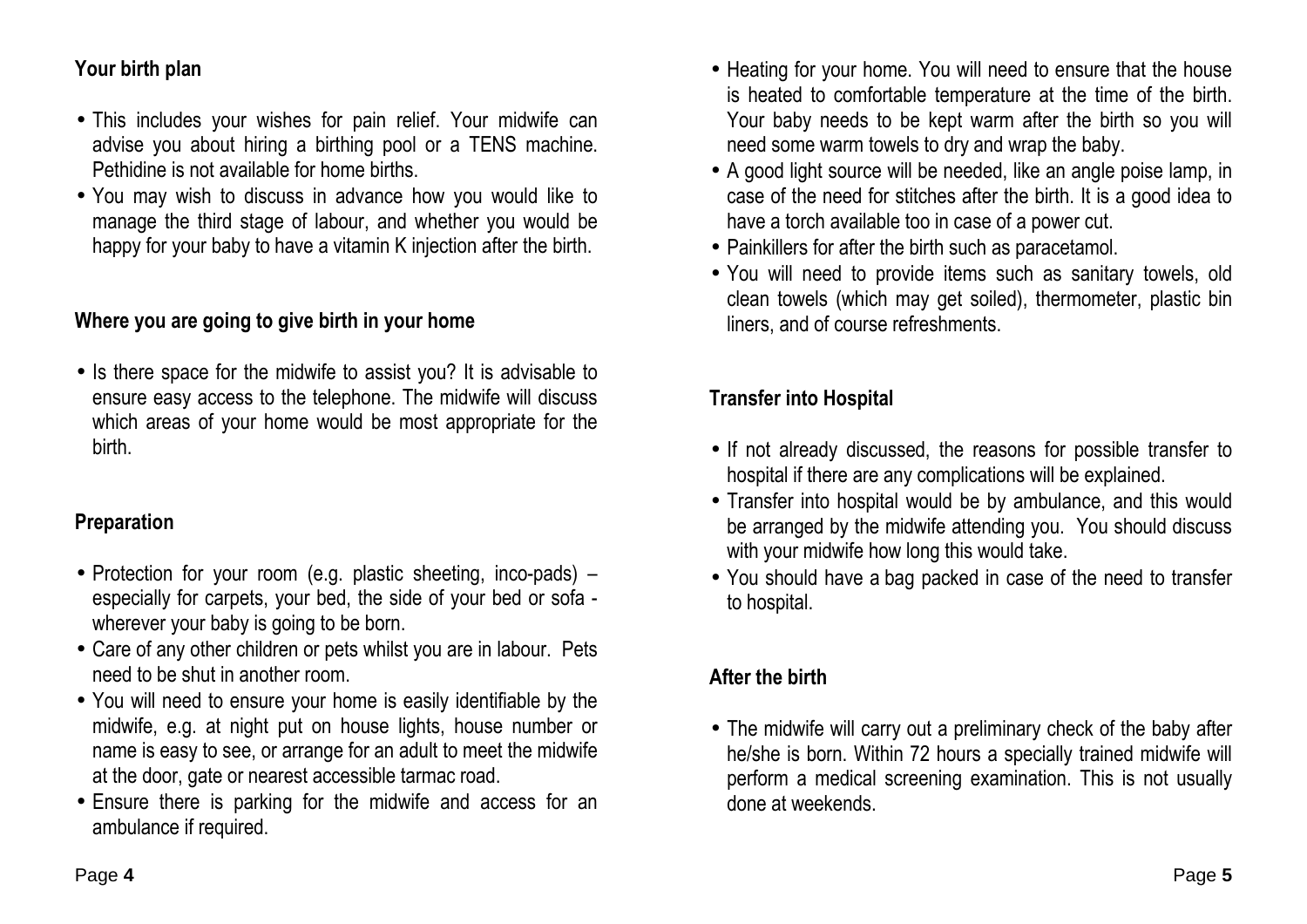## Your birth plan

- This includes your wishes for pain relief. Your midwife can advise you about hiring a birthing pool or a TENS machine. Pethidine is not available for home births.
- You may wish to discuss in advance how you would like to manage the third stage of labour, and whether you would be happy for your baby to have a vitamin K injection after the birth.

## Where you are going to give birth in your home

- Is there space for the midwife to assist you? It is advisable to ensure easy access to the telephone. The midwife will discuss which areas of your home would be most appropriate for the birth.

## Preparation

- Protection for your room (e.g. plastic sheeting, inco-pads) – especially for carpets, your bed, the side of your bed or sofa - wherever your baby is going to be born.
- Care of any other children or pets whilst you are in labour. Pets need to be shut in another room.
- You will need to ensure your home is easily identifiable by the midwife, e.g. at night put on house lights, house number or name is easy to see, or arrange for an adult to meet the midwife at the door, gate or nearest accessible tarmac road.
- Ensure there is parking for the midwife and access for an ambulance if required.
- Heating for your home. You will need to ensure that the house is heated to comfortable temperature at the time of the birth. Your baby needs to be kept warm after the birth so you will need some warm towels to dry and wrap the baby.
- A good light source will be needed, like an angle poise lamp, in case of the need for stitches after the birth. It is a good idea to have a torch available too in case of a power cut.
- Painkillers for after the birth such as paracetamol.
- You will need to provide items such as sanitary towels, old clean towels (which may get soiled), thermometer, plastic bin liners, and of course refreshments.

## Transfer into Hospital

- If not already discussed, the reasons for possible transfer to hospital if there are any complications will be explained.
- Transfer into hospital would be by ambulance, and this would be arranged by the midwife attending you. You should discuss with your midwife how long this would take.
- You should have a bag packed in case of the need to transfer to hospital.

## After the birth

- The midwife will carry out a preliminary check of the baby after he/she is born. Within 72 hours a specially trained midwife will perform a medical screening examination. This is not usually done at weekends.